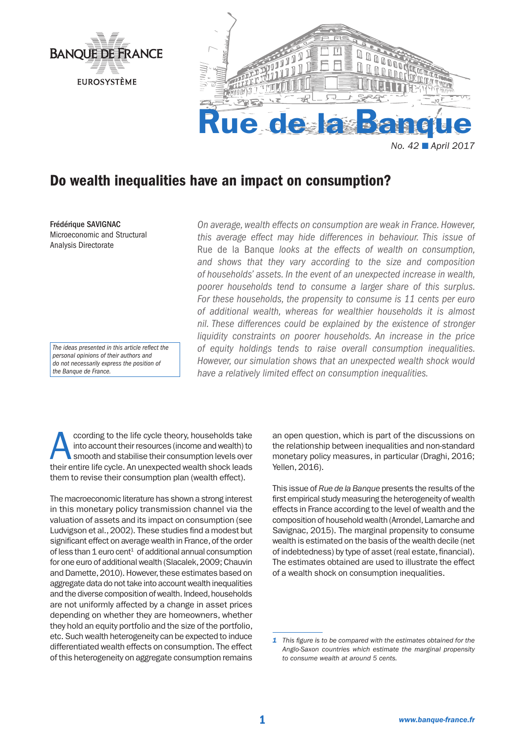# Do wealth inequalities have an impact on consumption?

**Frédérique SAVIGNAC**
Microeconomic and Structural Analysis Directorate

*The ideas presented in this article reflect the personal opinions of their authors and do not necessarily express the position of the Banque de France.*

*On average, wealth effects on consumption are weak in France. However, this average effect may hide differences in behaviour. This issue of* Rue de la Banque *looks at the effects of wealth on consumption, and shows that they vary according to the size and composition of households' assets. In the event of an unexpected increase in wealth, poorer households tend to consume a larger share of this surplus. For these households, the propensity to consume is 11 cents per euro of additional wealth, whereas for wealthier households it is almost nil. These differences could be explained by the existence of stronger liquidity constraints on poorer households. An increase in the price of equity holdings tends to raise overall consumption inequalities. However, our simulation shows that an unexpected wealth shock would have a relatively limited effect on consumption inequalities.*

According to the life cycle theory, households take into account their resources (income and wealth) to smooth and stabilise their consumption levels over their entire life cycle. An unexpected wealth shock leads them to revise their consumption plan (wealth effect).

The macroeconomic literature has shown a strong interest in this monetary policy transmission channel via the valuation of assets and its impact on consumption (see Ludvigson et al., 2002). These studies find a modest but significant effect on average wealth in France, of the order of less than 1 euro cent[1] of additional annual consumption for one euro of additional wealth (Slacalek, 2009; Chauvin and Damette, 2010). However, these estimates based on aggregate data do not take into account wealth inequalities and the diverse composition of wealth. Indeed, households are not uniformly affected by a change in asset prices depending on whether they are homeowners, whether they hold an equity portfolio and the size of the portfolio, etc. Such wealth heterogeneity can be expected to induce differentiated wealth effects on consumption. The effect of this heterogeneity on aggregate consumption remains an open question, which is part of the discussions on the relationship between inequalities and non-standard monetary policy measures, in particular (Draghi, 2016; Yellen, 2016).

This issue of *Rue de la Banque* presents the results of the first empirical study measuring the heterogeneity of wealth effects in France according to the level of wealth and the composition of household wealth (Arrondel, Lamarche and Savignac, 2015). The marginal propensity to consume wealth is estimated on the basis of the wealth decile (net of indebtedness) by type of asset (real estate, financial). The estimates obtained are used to illustrate the effect of a wealth shock on consumption inequalities.

---

1 *This figure is to be compared with the estimates obtained for the Anglo-Saxon countries which estimate the marginal propensity to consume wealth at around 5 cents.*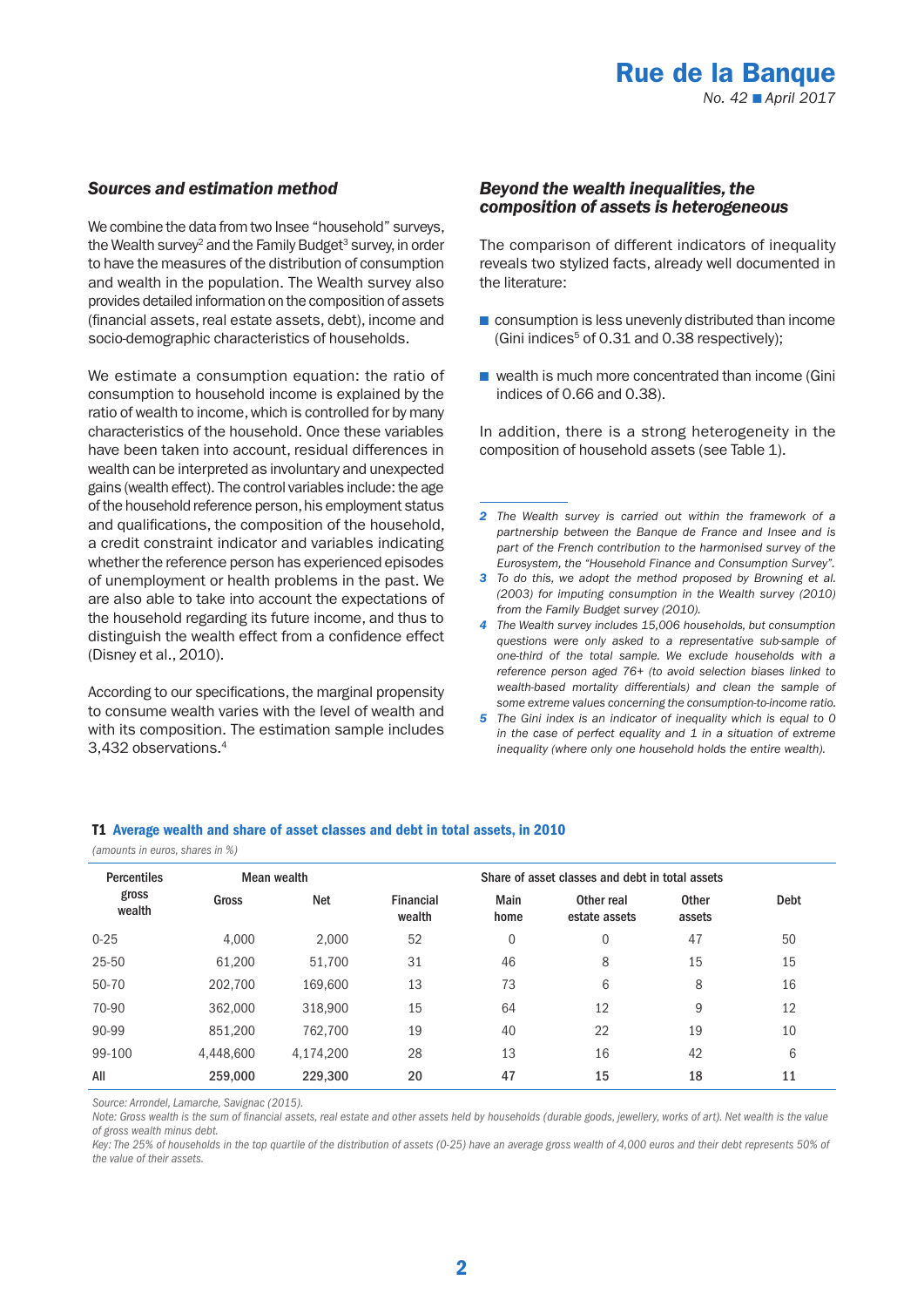### Sources and estimation method

We combine the data from two Insee "household" surveys, the Wealth survey[2] and the Family Budget[3] survey, in order to have the measures of the distribution of consumption and wealth in the population. The Wealth survey also provides detailed information on the composition of assets (financial assets, real estate assets, debt), income and socio-demographic characteristics of households.

We estimate a consumption equation: the ratio of consumption to household income is explained by the ratio of wealth to income, which is controlled for by many characteristics of the household. Once these variables have been taken into account, residual differences in wealth can be interpreted as involuntary and unexpected gains (wealth effect). The control variables include: the age of the household reference person, his employment status and qualifications, the composition of the household, a credit constraint indicator and variables indicating whether the reference person has experienced episodes of unemployment or health problems in the past. We are also able to take into account the expectations of the household regarding its future income, and thus to distinguish the wealth effect from a confidence effect (Disney et al., 2010).

According to our specifications, the marginal propensity to consume wealth varies with the level of wealth and with its composition. The estimation sample includes 3,432 observations.[4]

### Beyond the wealth inequalities, the composition of assets is heterogeneous

The comparison of different indicators of inequality reveals two stylized facts, already well documented in the literature:

- consumption is less unevenly distributed than income (Gini indices[5] of 0.31 and 0.38 respectively);
- wealth is much more concentrated than income (Gini indices of 0.66 and 0.38).

In addition, there is a strong heterogeneity in the composition of household assets (see Table 1).

*2 The Wealth survey is carried out within the framework of a partnership between the Banque de France and Insee and is part of the French contribution to the harmonised survey of the Eurosystem, the "Household Finance and Consumption Survey".*

*3 To do this, we adopt the method proposed by Browning et al. (2003) for imputing consumption in the Wealth survey (2010) from the Family Budget survey (2010).*

*4 The Wealth survey includes 15,006 households, but consumption questions were only asked to a representative sub-sample of one-third of the total sample. We exclude households with a reference person aged 76+ (to avoid selection biases linked to wealth-based mortality differentials) and clean the sample of some extreme values concerning the consumption-to-income ratio.*

*5 The Gini index is an indicator of inequality which is equal to 0 in the case of perfect equality and 1 in a situation of extreme inequality (where only one household holds the entire wealth).*

**T1 Average wealth and share of asset classes and debt in total assets, in 2010**

*(amounts in euros, shares in %)*

| Percentiles gross wealth | Mean wealth | | Share of asset classes and debt in total assets | | | | |
|---|---|---|---|---|---|---|---|
| | Gross | Net | Financial wealth | Main home | Other real estate assets | Other assets | Debt |
| 0-25 | 4,000 | 2,000 | 52 | 0 | 0 | 47 | 50 |
| 25-50 | 61,200 | 51,700 | 31 | 46 | 8 | 15 | 15 |
| 50-70 | 202,700 | 169,600 | 13 | 73 | 6 | 8 | 16 |
| 70-90 | 362,000 | 318,900 | 15 | 64 | 12 | 9 | 12 |
| 90-99 | 851,200 | 762,700 | 19 | 40 | 22 | 19 | 10 |
| 99-100 | 4,448,600 | 4,174,200 | 28 | 13 | 16 | 42 | 6 |
| **All** | **259,000** | **229,300** | **20** | **47** | **15** | **18** | **11** |

*Source: Arrondel, Lamarche, Savignac (2015).*

*Note: Gross wealth is the sum of financial assets, real estate and other assets held by households (durable goods, jewellery, works of art). Net wealth is the value of gross wealth minus debt.*

*Key: The 25% of households in the top quartile of the distribution of assets (0-25) have an average gross wealth of 4,000 euros and their debt represents 50% of the value of their assets.*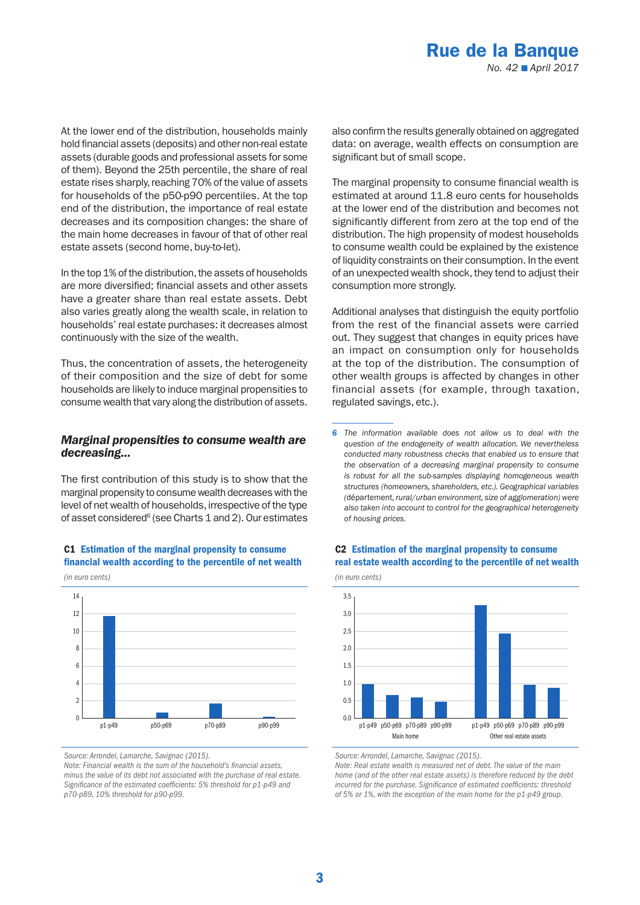At the lower end of the distribution, households mainly hold financial assets (deposits) and other non-real estate assets (durable goods and professional assets for some of them). Beyond the 25th percentile, the share of real estate rises sharply, reaching 70% of the value of assets for households of the p50-p90 percentiles. At the top end of the distribution, the importance of real estate decreases and its composition changes: the share of the main home decreases in favour of that of other real estate assets (second home, buy-to-let).

In the top 1% of the distribution, the assets of households are more diversified; financial assets and other assets have a greater share than real estate assets. Debt also varies greatly along the wealth scale, in relation to households' real estate purchases: it decreases almost continuously with the size of the wealth.

Thus, the concentration of assets, the heterogeneity of their composition and the size of debt for some households are likely to induce marginal propensities to consume wealth that vary along the distribution of assets.

### *Marginal propensities to consume wealth are decreasing…*

The first contribution of this study is to show that the marginal propensity to consume wealth decreases with the level of net wealth of households, irrespective of the type of asset considered[6] (see Charts 1 and 2). Our estimates also confirm the results generally obtained on aggregated data: on average, wealth effects on consumption are significant but of small scope.

The marginal propensity to consume financial wealth is estimated at around 11.8 euro cents for households at the lower end of the distribution and becomes not significantly different from zero at the top end of the distribution. The high propensity of modest households to consume wealth could be explained by the existence of liquidity constraints on their consumption. In the event of an unexpected wealth shock, they tend to adjust their consumption more strongly.

Additional analyses that distinguish the equity portfolio from the rest of the financial assets were carried out. They suggest that changes in equity prices have an impact on consumption only for households at the top of the distribution. The consumption of other wealth groups is affected by changes in other financial assets (for example, through taxation, regulated savings, etc.).

6 *The information available does not allow us to deal with the question of the endogeneity of wealth allocation. We nevertheless conducted many robustness checks that enabled us to ensure that the observation of a decreasing marginal propensity to consume is robust for all the sub-samples displaying homogeneous wealth structures (homeowners, shareholders, etc.). Geographical variables (*département*, rural/urban environment, size of agglomeration) were also taken into account to control for the geographical heterogeneity of housing prices.*

**C1 Estimation of the marginal propensity to consume financial wealth according to the percentile of net wealth**

*(in euro cents)*

| Percentile | Value (approx.) |
|---|---|
| p1-p49 | 11.8 |
| p50-p69 | 0.7 |
| p70-p89 | 1.7 |
| p90-p99 | 0.2 |

*Source: Arrondel, Lamarche, Savignac (2015).*
*Note: Financial wealth is the sum of the household's financial assets, minus the value of its debt not associated with the purchase of real estate. Significance of the estimated coefficients: 5% threshold for p1-p49 and p70-p89, 10% threshold for p90-p99.*

**C2 Estimation of the marginal propensity to consume real estate wealth according to the percentile of net wealth**

*(in euro cents)*

| Percentile | Main home (approx.) | Other real estate assets (approx.) |
|---|---|---|
| p1-p49 | 1.0 | 3.3 |
| p50-p69 | 0.7 | 2.4 |
| p70-p89 | 0.6 | 1.0 |
| p90-p99 | 0.5 | 0.9 |

*Source: Arrondel, Lamarche, Savignac (2015).*
*Note: Real estate wealth is measured net of debt. The value of the main home (and of the other real estate assets) is therefore reduced by the debt incurred for the purchase. Significance of estimated coefficients: threshold of 5% or 1%, with the exception of the main home for the p1-p49 group.*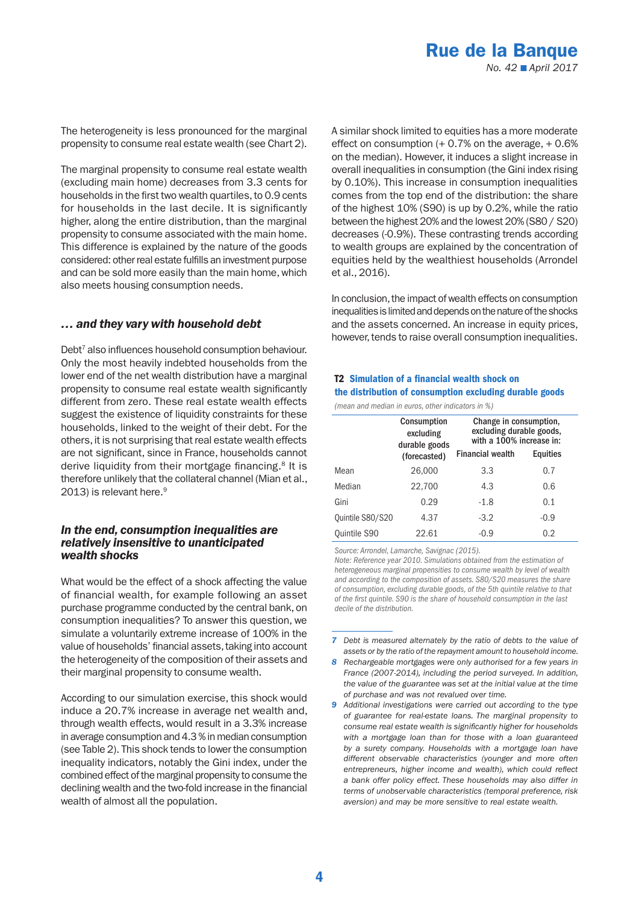The heterogeneity is less pronounced for the marginal propensity to consume real estate wealth (see Chart 2).

The marginal propensity to consume real estate wealth (excluding main home) decreases from 3.3 cents for households in the first two wealth quartiles, to 0.9 cents for households in the last decile. It is significantly higher, along the entire distribution, than the marginal propensity to consume associated with the main home. This difference is explained by the nature of the goods considered: other real estate fulfills an investment purpose and can be sold more easily than the main home, which also meets housing consumption needs.

### *… and they vary with household debt*

Debt[7] also influences household consumption behaviour. Only the most heavily indebted households from the lower end of the net wealth distribution have a marginal propensity to consume real estate wealth significantly different from zero. These real estate wealth effects suggest the existence of liquidity constraints for these households, linked to the weight of their debt. For the others, it is not surprising that real estate wealth effects are not significant, since in France, households cannot derive liquidity from their mortgage financing.[8] It is therefore unlikely that the collateral channel (Mian et al., 2013) is relevant here.[9]

### *In the end, consumption inequalities are relatively insensitive to unanticipated wealth shocks*

What would be the effect of a shock affecting the value of financial wealth, for example following an asset purchase programme conducted by the central bank, on consumption inequalities? To answer this question, we simulate a voluntarily extreme increase of 100% in the value of households' financial assets, taking into account the heterogeneity of the composition of their assets and their marginal propensity to consume wealth.

According to our simulation exercise, this shock would induce a 20.7% increase in average net wealth and, through wealth effects, would result in a 3.3% increase in average consumption and 4.3 % in median consumption (see Table 2). This shock tends to lower the consumption inequality indicators, notably the Gini index, under the combined effect of the marginal propensity to consume the declining wealth and the two-fold increase in the financial wealth of almost all the population.

A similar shock limited to equities has a more moderate effect on consumption (+ 0.7% on the average, + 0.6% on the median). However, it induces a slight increase in overall inequalities in consumption (the Gini index rising by 0.10%). This increase in consumption inequalities comes from the top end of the distribution: the share of the highest 10% (S90) is up by 0.2%, while the ratio between the highest 20% and the lowest 20% (S80 / S20) decreases (-0.9%). These contrasting trends according to wealth groups are explained by the concentration of equities held by the wealthiest households (Arrondel et al., 2016).

In conclusion, the impact of wealth effects on consumption inequalities is limited and depends on the nature of the shocks and the assets concerned. An increase in equity prices, however, tends to raise overall consumption inequalities.

**T2 Simulation of a financial wealth shock on the distribution of consumption excluding durable goods**

*(mean and median in euros, other indicators in %)*

| | Consumption excluding durable goods (forecasted) | Change in consumption, excluding durable goods, with a 100% increase in: | |
|---|---|---|---|
| | | Financial wealth | Equities |
| Mean | 26,000 | 3.3 | 0.7 |
| Median | 22,700 | 4.3 | 0.6 |
| Gini | 0.29 | -1.8 | 0.1 |
| Quintile S80/S20 | 4.37 | -3.2 | -0.9 |
| Quintile S90 | 22.61 | -0.9 | 0.2 |

*Source: Arrondel, Lamarche, Savignac (2015).*
*Note: Reference year 2010. Simulations obtained from the estimation of heterogeneous marginal propensities to consume wealth by level of wealth and according to the composition of assets. S80/S20 measures the share of consumption, excluding durable goods, of the 5th quintile relative to that of the first quintile. S90 is the share of household consumption in the last decile of the distribution.*

---

7 *Debt is measured alternately by the ratio of debts to the value of assets or by the ratio of the repayment amount to household income.*

8 *Rechargeable mortgages were only authorised for a few years in France (2007-2014), including the period surveyed. In addition, the value of the guarantee was set at the initial value at the time of purchase and was not revalued over time.*

9 *Additional investigations were carried out according to the type of guarantee for real-estate loans. The marginal propensity to consume real estate wealth is significantly higher for households with a mortgage loan than for those with a loan guaranteed by a surety company. Households with a mortgage loan have different observable characteristics (younger and more often entrepreneurs, higher income and wealth), which could reflect a bank offer policy effect. These households may also differ in terms of unobservable characteristics (temporal preference, risk aversion) and may be more sensitive to real estate wealth.*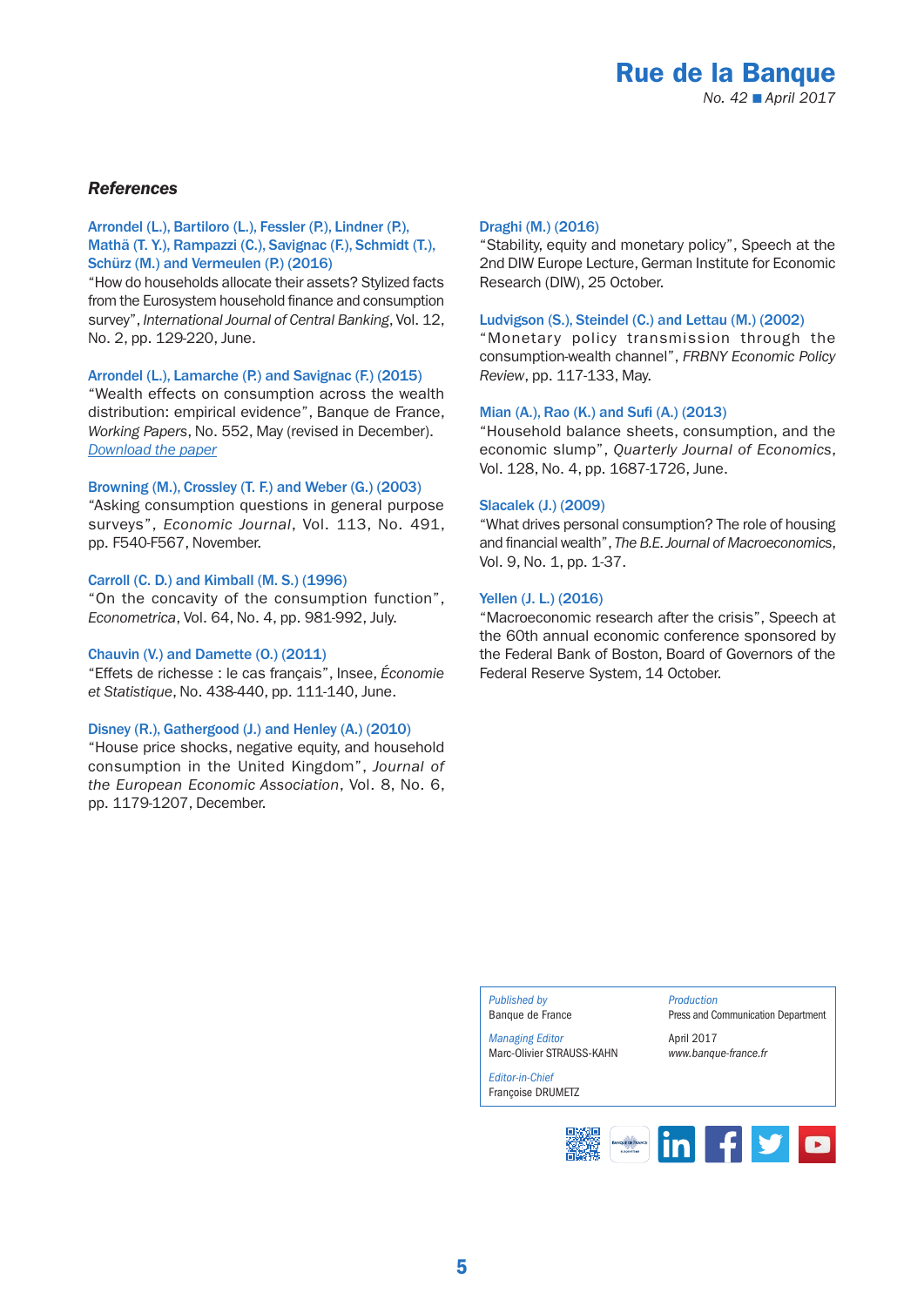### *References*

**Arrondel (L.), Bartiloro (L.), Fessler (P.), Lindner (P.), Mathä (T. Y.), Rampazzi (C.), Savignac (F.), Schmidt (T.), Schürz (M.) and Vermeulen (P.) (2016)**
"How do households allocate their assets? Stylized facts from the Eurosystem household finance and consumption survey", *International Journal of Central Banking*, Vol. 12, No. 2, pp. 129-220, June.

**Arrondel (L.), Lamarche (P.) and Savignac (F.) (2015)**
"Wealth effects on consumption across the wealth distribution: empirical evidence", Banque de France, *Working Papers*, No. 552, May (revised in December).
*Download the paper*

**Browning (M.), Crossley (T. F.) and Weber (G.) (2003)**
"Asking consumption questions in general purpose surveys", *Economic Journal*, Vol. 113, No. 491, pp. F540-F567, November.

**Carroll (C. D.) and Kimball (M. S.) (1996)**
"On the concavity of the consumption function", *Econometrica*, Vol. 64, No. 4, pp. 981-992, July.

**Chauvin (V.) and Damette (O.) (2011)**
"Effets de richesse : le cas français", Insee, *Économie et Statistique*, No. 438-440, pp. 111-140, June.

**Disney (R.), Gathergood (J.) and Henley (A.) (2010)**
"House price shocks, negative equity, and household consumption in the United Kingdom", *Journal of the European Economic Association*, Vol. 8, No. 6, pp. 1179-1207, December.

**Draghi (M.) (2016)**
"Stability, equity and monetary policy", Speech at the 2nd DIW Europe Lecture, German Institute for Economic Research (DIW), 25 October.

**Ludvigson (S.), Steindel (C.) and Lettau (M.) (2002)**
"Monetary policy transmission through the consumption-wealth channel", *FRBNY Economic Policy Review*, pp. 117-133, May.

**Mian (A.), Rao (K.) and Sufi (A.) (2013)**
"Household balance sheets, consumption, and the economic slump", *Quarterly Journal of Economics*, Vol. 128, No. 4, pp. 1687-1726, June.

**Slacalek (J.) (2009)**
"What drives personal consumption? The role of housing and financial wealth", *The B.E. Journal of Macroeconomics*, Vol. 9, No. 1, pp. 1-37.

**Yellen (J. L.) (2016)**
"Macroeconomic research after the crisis", Speech at the 60th annual economic conference sponsored by the Federal Bank of Boston, Board of Governors of the Federal Reserve System, 14 October.

*Published by*
Banque de France

*Managing Editor*
Marc-Olivier STRAUSS-KAHN

*Editor-in-Chief*
Françoise DRUMETZ

*Production*
Press and Communication Department

April 2017
*www.banque-france.fr*